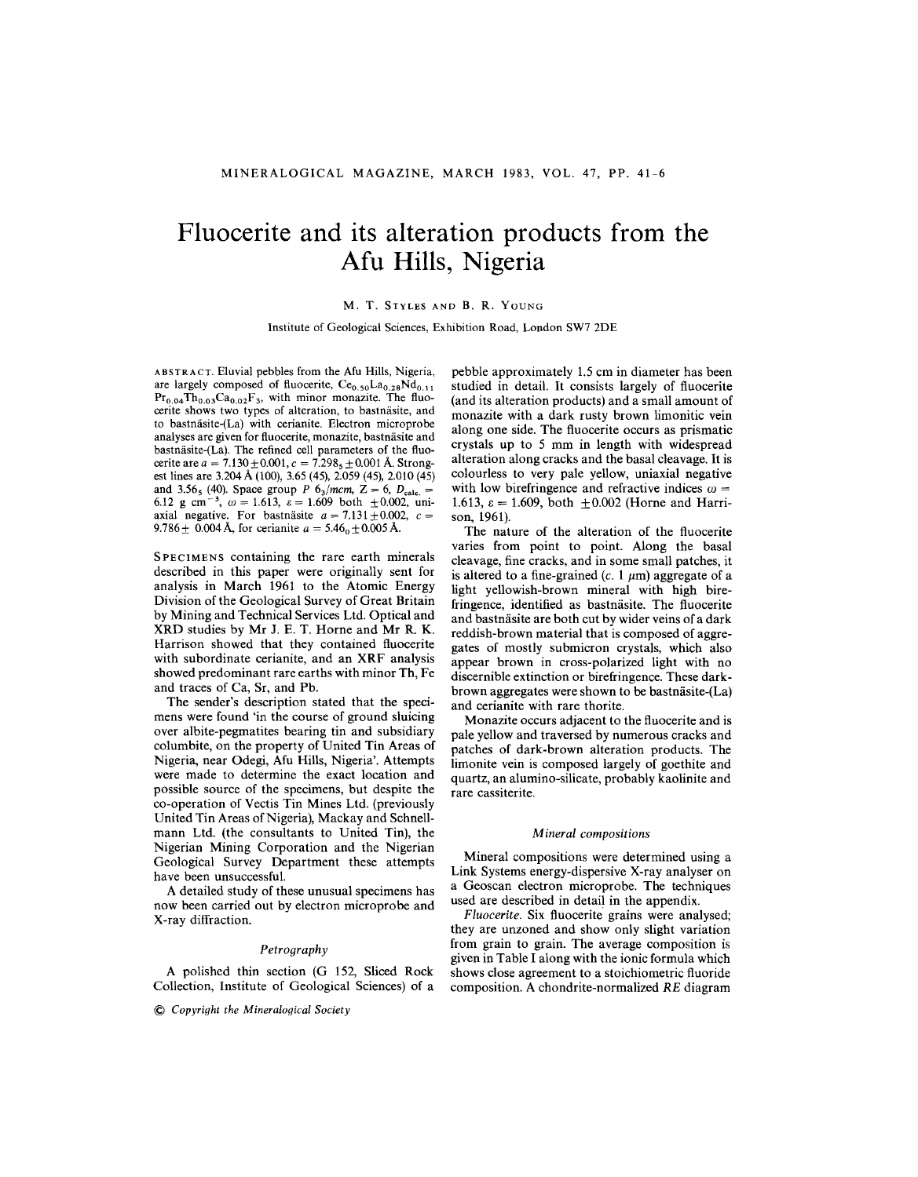# Fluocerite and its alteration products from the Afu Hills, Nigeria

M. T. STYLES AND B. R. YOUNG

Institute of Geological Sciences, Exhibition Road, London SW7 2DE

ABSTRACT. Eluvial pebbles from the Afu Hills, Nigeria, are largely composed of fluocerite, $Ce_{0.50}La_{0.28}Nd_{0.11}Pr_{0.04}Th_{0.03}Ca_{0.02}F_3$, with minor monazite. The fluocerite shows two types of alteration, to bastnäsite, and to bastnäsite-(La) with cerianite. Electron microprobe analyses are given for fluocerite, monazite, bastnäsite and bastnäsite-(La). The refined cell parameters of the fluocerite are $a = 7.130 \pm 0.001$, $c = 7.298_5 \pm 0.001$ Å. Strongest lines are 3.204 Å (100), 3.65 (45), 2.059 (45), 2.010 (45) and $3.56_5$ (40). Space group $P\ 6_3/mcm$, $Z = 6$, $D_{calc.} = 6.12$ g cm$^{-3}$, $\omega = 1.613$, $\varepsilon = 1.609$ both $\pm 0.002$, uniaxial negative. For bastnäsite $a = 7.131 \pm 0.002$, $c = 9.786 \pm 0.004$ Å, for cerianite $a = 5.46_0 \pm 0.005$ Å.

SPECIMENS containing the rare earth minerals described in this paper were originally sent for analysis in March 1961 to the Atomic Energy Division of the Geological Survey of Great Britain by Mining and Technical Services Ltd. Optical and XRD studies by Mr J. E. T. Horne and Mr R. K. Harrison showed that they contained fluocerite with subordinate cerianite, and an XRF analysis showed predominant rare earths with minor Th, Fe and traces of Ca, Sr, and Pb.

The sender's description stated that the specimens were found 'in the course of ground sluicing over albite-pegmatites bearing tin and subsidiary columbite, on the property of United Tin Areas of Nigeria, near Odegi, Afu Hills, Nigeria'. Attempts were made to determine the exact location and possible source of the specimens, but despite the co-operation of Vectis Tin Mines Ltd. (previously United Tin Areas of Nigeria), Mackay and Schnellmann Ltd. (the consultants to United Tin), the Nigerian Mining Corporation and the Nigerian Geological Survey Department these attempts have been unsuccessful.

A detailed study of these unusual specimens has now been carried out by electron microprobe and X-ray diffraction.

### *Petrography*

A polished thin section (G 152, Sliced Rock Collection, Institute of Geological Sciences) of a pebble approximately 1.5 cm in diameter has been studied in detail. It consists largely of fluocerite (and its alteration products) and a small amount of monazite with a dark rusty brown limonitic vein along one side. The fluocerite occurs as prismatic crystals up to 5 mm in length with widespread alteration along cracks and the basal cleavage. It is colourless to very pale yellow, uniaxial negative with low birefringence and refractive indices $\omega = 1.613$, $\varepsilon = 1.609$, both $\pm 0.002$ (Horne and Harrison, 1961).

The nature of the alteration of the fluocerite varies from point to point. Along the basal cleavage, fine cracks, and in some small patches, it is altered to a fine-grained (c. 1 $\mu$m) aggregate of a light yellowish-brown mineral with high birefringence, identified as bastnäsite. The fluocerite and bastnäsite are both cut by wider veins of a dark reddish-brown material that is composed of aggregates of mostly submicron crystals, which also appear brown in cross-polarized light with no discernible extinction or birefringence. These dark-brown aggregates were shown to be bastnäsite-(La) and cerianite with rare thorite.

Monazite occurs adjacent to the fluocerite and is pale yellow and traversed by numerous cracks and patches of dark-brown alteration products. The limonite vein is composed largely of goethite and quartz, an alumino-silicate, probably kaolinite and rare cassiterite.

### *Mineral compositions*

Mineral compositions were determined using a Link Systems energy-dispersive X-ray analyser on a Geoscan electron microprobe. The techniques used are described in detail in the appendix.

*Fluocerite.* Six fluocerite grains were analysed; they are unzoned and show only slight variation from grain to grain. The average composition is given in Table I along with the ionic formula which shows close agreement to a stoichiometric fluoride composition. A chondrite-normalized *RE* diagram

© *Copyright the Mineralogical Society*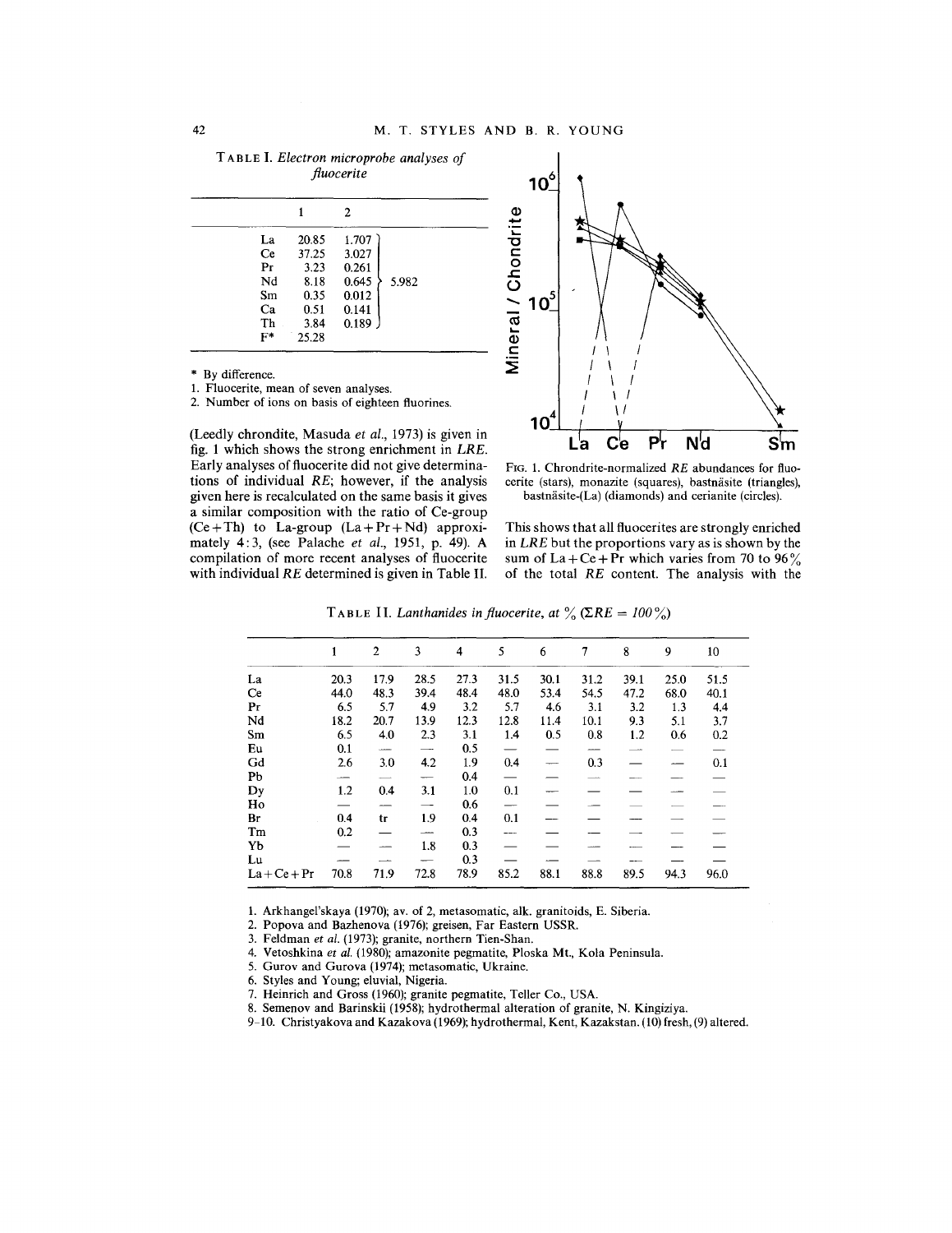TABLE I. *Electron microprobe analyses of fluocerite*

| | 1 | 2 | |
|---|---|---|---|
| La | 20.85 | 1.707 | |
| Ce | 37.25 | 3.027 | |
| Pr | 3.23 | 0.261 | |
| Nd | 8.18 | 0.645 | 5.982 |
| Sm | 0.35 | 0.012 | |
| Ca | 0.51 | 0.141 | |
| Th | 3.84 | 0.189 | |
| F* | 25.28 | | |

\* By difference.
1. Fluocerite, mean of seven analyses.
2. Number of ions on basis of eighteen fluorines.

(Leedly chrondite, Masuda *et al.*, 1973) is given in fig. 1 which shows the strong enrichment in *LRE*. Early analyses of fluocerite did not give determinations of individual *RE*; however, if the analysis given here is recalculated on the same basis it gives a similar composition with the ratio of Ce-group (Ce + Th) to La-group (La + Pr + Nd) approximately 4:3, (see Palache *et al.*, 1951, p. 49). A compilation of more recent analyses of fluocerite with individual *RE* determined is given in Table II.

FIG. 1. Chrondrite-normalized *RE* abundances for fluocerite (stars), monazite (squares), bastnäsite (triangles), bastnäsite-(La) (diamonds) and cerianite (circles).

This shows that all fluocerites are strongly enriched in *LRE* but the proportions vary as is shown by the sum of La + Ce + Pr which varies from 70 to 96% of the total *RE* content. The analysis with the

TABLE II. *Lanthanides in fluocerite, at % (ΣRE = 100%)*

| | 1 | 2 | 3 | 4 | 5 | 6 | 7 | 8 | 9 | 10 |
|---|---|---|---|---|---|---|---|---|---|---|
| La | 20.3 | 17.9 | 28.5 | 27.3 | 31.5 | 30.1 | 31.2 | 39.1 | 25.0 | 51.5 |
| Ce | 44.0 | 48.3 | 39.4 | 48.4 | 48.0 | 53.4 | 54.5 | 47.2 | 68.0 | 40.1 |
| Pr | 6.5 | 5.7 | 4.9 | 3.2 | 5.7 | 4.6 | 3.1 | 3.2 | 1.3 | 4.4 |
| Nd | 18.2 | 20.7 | 13.9 | 12.3 | 12.8 | 11.4 | 10.1 | 9.3 | 5.1 | 3.7 |
| Sm | 6.5 | 4.0 | 2.3 | 3.1 | 1.4 | 0.5 | 0.8 | 1.2 | 0.6 | 0.2 |
| Eu | 0.1 | — | — | 0.5 | — | — | — | — | — | — |
| Gd | 2.6 | 3.0 | 4.2 | 1.9 | 0.4 | — | 0.3 | — | — | 0.1 |
| Pb | — | — | — | 0.4 | — | — | — | — | — | — |
| Dy | 1.2 | 0.4 | 3.1 | 1.0 | 0.1 | — | — | — | — | — |
| Ho | — | — | — | 0.6 | — | — | — | — | — | — |
| Br | 0.4 | tr | 1.9 | 0.4 | 0.1 | — | — | — | — | — |
| Tm | 0.2 | — | — | 0.3 | — | — | — | — | — | — |
| Yb | — | — | 1.8 | 0.3 | — | — | — | — | — | — |
| Lu | — | — | — | 0.3 | — | — | — | — | — | — |
| La + Ce + Pr | 70.8 | 71.9 | 72.8 | 78.9 | 85.2 | 88.1 | 88.8 | 89.5 | 94.3 | 96.0 |

1. Arkhangel'skaya (1970); av. of 2, metasomatic, alk. granitoids, E. Siberia.
2. Popova and Bazhenova (1976); greisen, Far Eastern USSR.
3. Feldman *et al.* (1973); granite, northern Tien-Shan.
4. Vetoshkina *et al.* (1980); amazonite pegmatite, Ploska Mt., Kola Peninsula.
5. Gurov and Gurova (1974); metasomatic, Ukraine.
6. Styles and Young; eluvial, Nigeria.
7. Heinrich and Gross (1960); granite pegmatite, Teller Co., USA.
8. Semenov and Barinskii (1958); hydrothermal alteration of granite, N. Kingiziya.
9–10. Christyakova and Kazakova (1969); hydrothermal, Kent, Kazakstan. (10) fresh, (9) altered.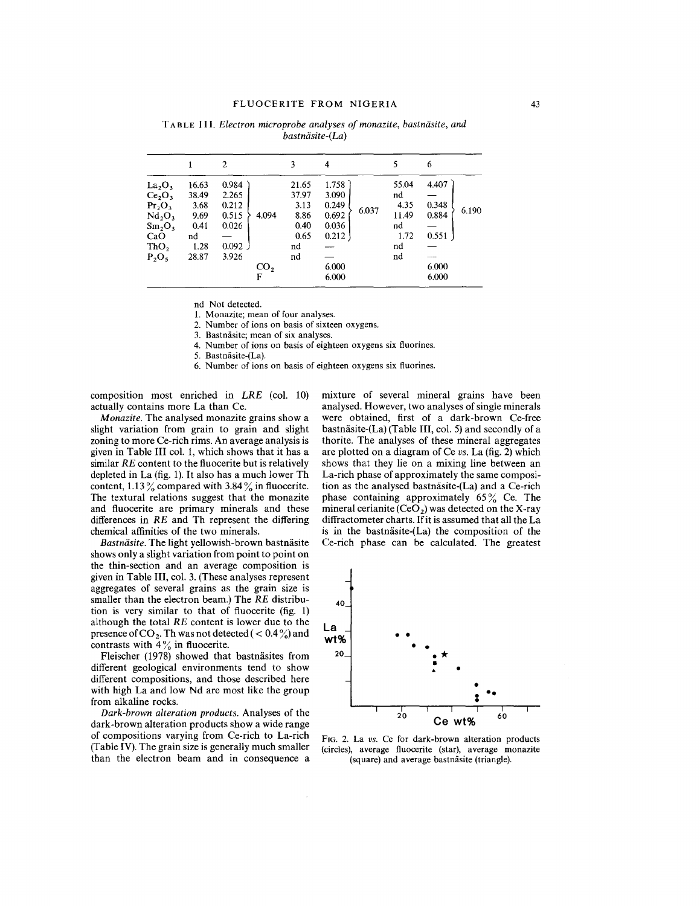TABLE III. *Electron microprobe analyses of monazite, bastnäsite, and bastnäsite-(La)*

| | 1 | 2 | | | 3 | 4 | | 5 | 6 | |
|---|---|---|---|---|---|---|---|---|---|---|
| $La_2O_3$ | 16.63 | 0.984 | 4.094 | | 21.65 | 1.758 | 6.037 | 55.04 | 4.407 | 6.190 |
| $Ce_2O_3$ | 38.49 | 2.265 | | | 37.97 | 3.090 | | nd | — | |
| $Pr_2O_3$ | 3.68 | 0.212 | | | 3.13 | 0.249 | | 4.35 | 0.348 | |
| $Nd_2O_3$ | 9.69 | 0.515 | | | 8.86 | 0.692 | | 11.49 | 0.884 | |
| $Sm_2O_3$ | 0.41 | 0.026 | | | 0.40 | 0.036 | | nd | — | |
| CaO | nd | — | | | 0.65 | 0.212 | | 1.72 | 0.551 | |
| $ThO_2$ | 1.28 | 0.092 | | | nd | — | | nd | — | |
| $P_2O_5$ | 28.87 | 3.926 | | | nd | — | | nd | — | |
| | | | | $CO_2$ | | 6.000 | | | 6.000 | |
| | | | | F | | 6.000 | | | 6.000 | |

nd Not detected.
1. Monazite; mean of four analyses.
2. Number of ions on basis of sixteen oxygens.
3. Bastnäsite; mean of six analyses.
4. Number of ions on basis of eighteen oxygens six fluorines.
5. Bastnäsite-(La).
6. Number of ions on basis of eighteen oxygens six fluorines.

composition most enriched in *LRE* (col. 10) actually contains more La than Ce.

*Monazite.* The analysed monazite grains show a slight variation from grain to grain and slight zoning to more Ce-rich rims. An average analysis is given in Table III col. 1, which shows that it has a similar *RE* content to the fluocerite but is relatively depleted in La (fig. 1). It also has a much lower Th content, 1.13% compared with 3.84% in fluocerite. The textural relations suggest that the monazite and fluocerite are primary minerals and these differences in *RE* and Th represent the differing chemical affinities of the two minerals.

*Bastnäsite.* The light yellowish-brown bastnäsite shows only a slight variation from point to point on the thin-section and an average composition is given in Table III, col. 3. (These analyses represent aggregates of several grains as the grain size is smaller than the electron beam.) The *RE* distribution is very similar to that of fluocerite (fig. 1) although the total *RE* content is lower due to the presence of $CO_2$. Th was not detected (< 0.4%) and contrasts with 4% in fluocerite.

Fleischer (1978) showed that bastnäsites from different geological environments tend to show different compositions, and those described here with high La and low Nd are most like the group from alkaline rocks.

*Dark-brown alteration products.* Analyses of the dark-brown alteration products show a wide range of compositions varying from Ce-rich to La-rich (Table IV). The grain size is generally much smaller than the electron beam and in consequence a mixture of several mineral grains have been analysed. However, two analyses of single minerals were obtained, first of a dark-brown Ce-free bastnäsite-(La) (Table III, col. 5) and secondly of a thorite. The analyses of these mineral aggregates are plotted on a diagram of Ce *vs.* La (fig. 2) which shows that they lie on a mixing line between an La-rich phase of approximately the same composition as the analysed bastnäsite-(La) and a Ce-rich phase containing approximately 65% Ce. The mineral cerianite ($CeO_2$) was detected on the X-ray diffractometer charts. If it is assumed that all the La is in the bastnäsite-(La) the composition of the Ce-rich phase can be calculated. The greatest

FIG. 2. La *vs.* Ce for dark-brown alteration products (circles), average fluocerite (star), average monazite (square) and average bastnäsite (triangle).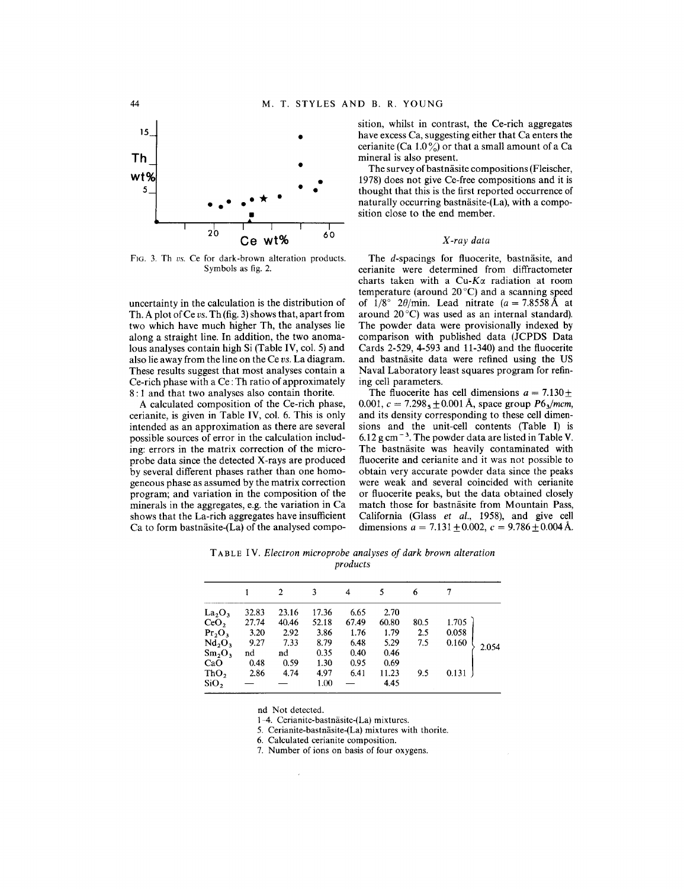FIG. 3. Th *vs.* Ce for dark-brown alteration products. Symbols as fig. 2.

uncertainty in the calculation is the distribution of Th. A plot of Ce *vs.* Th (fig. 3) shows that, apart from two which have much higher Th, the analyses lie along a straight line. In addition, the two anomalous analyses contain high Si (Table IV, col. 5) and also lie away from the line on the Ce *vs.* La diagram. These results suggest that most analyses contain a Ce-rich phase with a Ce:Th ratio of approximately 8:1 and that two analyses also contain thorite.

A calculated composition of the Ce-rich phase, cerianite, is given in Table IV, col. 6. This is only intended as an approximation as there are several possible sources of error in the calculation including: errors in the matrix correction of the microprobe data since the detected X-rays are produced by several different phases rather than one homogeneous phase as assumed by the matrix correction program; and variation in the composition of the minerals in the aggregates, e.g. the variation in Ca shows that the La-rich aggregates have insufficient Ca to form bastnäsite-(La) of the analysed composition, whilst in contrast, the Ce-rich aggregates have excess Ca, suggesting either that Ca enters the cerianite (Ca 1.0 %) or that a small amount of a Ca mineral is also present.

The survey of bastnäsite compositions (Fleischer, 1978) does not give Ce-free compositions and it is thought that this is the first reported occurrence of naturally occurring bastnäsite-(La), with a composition close to the end member.

### *X-ray data*

The *d*-spacings for fluocerite, bastnäsite, and cerianite were determined from diffractometer charts taken with a Cu-$K\alpha$ radiation at room temperature (around 20 °C) and a scanning speed of 1/8° 2$\theta$/min. Lead nitrate ($a$ = 7.8558 Å at around 20 °C) was used as an internal standard. The powder data were provisionally indexed by comparison with published data (JCPDS Data Cards 2-529, 4-593 and 11-340) and the fluocerite and bastnäsite data were refined using the US Naval Laboratory least squares program for refining cell parameters.

The fluocerite has cell dimensions $a = 7.130 \pm 0.001$, $c = 7.298_5 \pm 0.001$ Å, space group $P6_3/mcm$, and its density corresponding to these cell dimensions and the unit-cell contents (Table I) is 6.12 g cm$^{-3}$. The powder data are listed in Table V. The bastnäsite was heavily contaminated with fluocerite and cerianite and it was not possible to obtain very accurate powder data since the peaks were weak and several coincided with cerianite or fluocerite peaks, but the data obtained closely match those for bastnäsite from Mountain Pass, California (Glass *et al.*, 1958), and give cell dimensions $a = 7.131 \pm 0.002$, $c = 9.786 \pm 0.004$ Å.

TABLE IV. *Electron microprobe analyses of dark brown alteration products*

| | 1 | 2 | 3 | 4 | 5 | 6 | 7 | |
|---|---|---|---|---|---|---|---|---|
| $La_2O_3$ | 32.83 | 23.16 | 17.36 | 6.65 | 2.70 | | | |
| $CeO_2$ | 27.74 | 40.46 | 52.18 | 67.49 | 60.80 | 80.5 | 1.705 | 2.054 |
| $Pr_2O_3$ | 3.20 | 2.92 | 3.86 | 1.76 | 1.79 | 2.5 | 0.058 | |
| $Nd_2O_3$ | 9.27 | 7.33 | 8.79 | 6.48 | 5.29 | 7.5 | 0.160 | |
| $Sm_2O_3$ | nd | nd | 0.35 | 0.40 | 0.46 | | | |
| CaO | 0.48 | 0.59 | 1.30 | 0.95 | 0.69 | | | |
| $ThO_2$ | 2.86 | 4.74 | 4.97 | 6.41 | 11.23 | 9.5 | 0.131 | |
| $SiO_2$ | — | — | 1.00 | — | 4.45 | | | |

nd Not detected.
1–4. Cerianite-bastnäsite-(La) mixtures.
5. Cerianite-bastnäsite-(La) mixtures with thorite.
6. Calculated cerianite composition.
7. Number of ions on basis of four oxygens.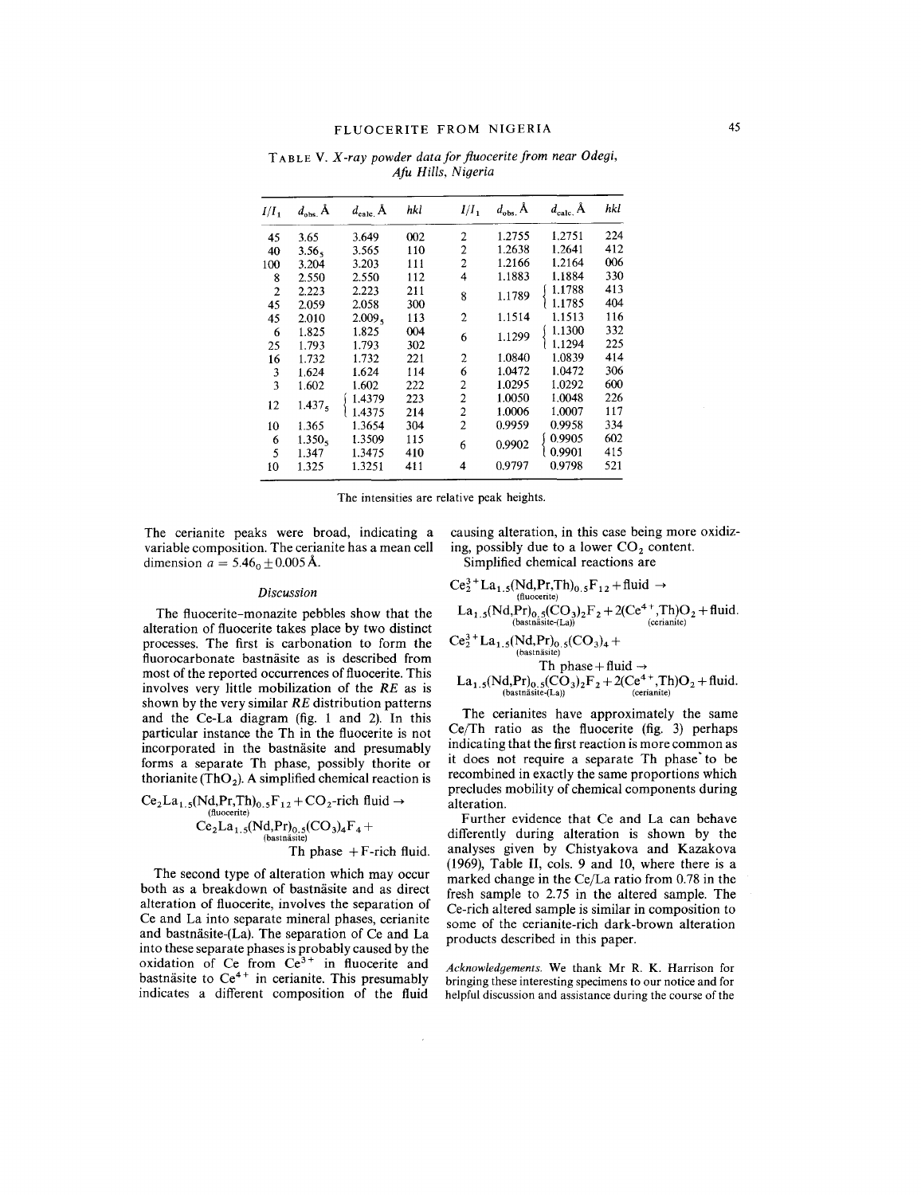TABLE V. *X-ray powder data for fluocerite from near Odegi, Afu Hills, Nigeria*

| $I/I_1$ | $d_{obs.}$ Å | $d_{calc.}$ Å | *hkl* | $I/I_1$ | $d_{obs.}$ Å | $d_{calc.}$ Å | *hkl* |
|---|---|---|---|---|---|---|---|
| 45 | 3.65 | 3.649 | 002 | 2 | 1.2755 | 1.2751 | 224 |
| 40 | $3.56_5$ | 3.565 | 110 | 2 | 1.2638 | 1.2641 | 412 |
| 100 | 3.204 | 3.203 | 111 | 2 | 1.2166 | 1.2164 | 006 |
| 8 | 2.550 | 2.550 | 112 | 4 | 1.1883 | 1.1884 | 330 |
| 2 | 2.223 | 2.223 | 211 | 8 | 1.1789 | { 1.1788 | 413 |
| 45 | 2.059 | 2.058 | 300 | | | { 1.1785 | 404 |
| 45 | 2.010 | $2.009_5$ | 113 | 2 | 1.1514 | 1.1513 | 116 |
| 6 | 1.825 | 1.825 | 004 | 6 | 1.1299 | { 1.1300 | 332 |
| 25 | 1.793 | 1.793 | 302 | | | { 1.1294 | 225 |
| 16 | 1.732 | 1.732 | 221 | 2 | 1.0840 | 1.0839 | 414 |
| 3 | 1.624 | 1.624 | 114 | 6 | 1.0472 | 1.0472 | 306 |
| 3 | 1.602 | 1.602 | 222 | 2 | 1.0295 | 1.0292 | 600 |
| 12 | $1.437_5$ | { 1.4379 | 223 | 2 | 1.0050 | 1.0048 | 226 |
| | | { 1.4375 | 214 | 2 | 1.0006 | 1.0007 | 117 |
| 10 | 1.365 | 1.3654 | 304 | 2 | 0.9959 | 0.9958 | 334 |
| 6 | $1.350_5$ | 1.3509 | 115 | 6 | 0.9902 | { 0.9905 | 602 |
| 5 | 1.347 | 1.3475 | 410 | | | { 0.9901 | 415 |
| 10 | 1.325 | 1.3251 | 411 | 4 | 0.9797 | 0.9798 | 521 |

The intensities are relative peak heights.

The cerianite peaks were broad, indicating a variable composition. The cerianite has a mean cell dimension $a = 5.46_0 \pm 0.005$ Å.

### *Discussion*

The fluocerite-monazite pebbles show that the alteration of fluocerite takes place by two distinct processes. The first is carbonation to form the fluorocarbonate bastnäsite as is described from most of the reported occurrences of fluocerite. This involves very little mobilization of the *RE* as is shown by the very similar *RE* distribution patterns and the Ce-La diagram (fig. 1 and 2). In this particular instance the Th in the fluocerite is not incorporated in the bastnäsite and presumably forms a separate Th phase, possibly thorite or thorianite ($ThO_2$). A simplified chemical reaction is

$$\underset{\text{(fluocerite)}}{Ce_2La_{1.5}(Nd,Pr,Th)_{0.5}F_{12}} + CO_2\text{-rich fluid} \rightarrow \underset{\text{(bastnäsite)}}{Ce_2La_{1.5}(Nd,Pr)_{0.5}(CO_3)_4F_4} + \text{Th phase} + \text{F-rich fluid.}$$

The second type of alteration which may occur both as a breakdown of bastnäsite and as direct alteration of fluocerite, involves the separation of Ce and La into separate mineral phases, cerianite and bastnäsite-(La). The separation of Ce and La into these separate phases is probably caused by the oxidation of Ce from $Ce^{3+}$ in fluocerite and bastnäsite to $Ce^{4+}$ in cerianite. This presumably indicates a different composition of the fluid causing alteration, in this case being more oxidizing, possibly due to a lower $CO_2$ content.

Simplified chemical reactions are

$$\underset{\text{(fluocerite)}}{Ce_2^{3+}La_{1.5}(Nd,Pr,Th)_{0.5}F_{12}} + \text{fluid} \rightarrow \underset{\text{(bastnäsite-(La))}}{La_{1.5}(Nd,Pr)_{0.5}(CO_3)_2F_2} + \underset{\text{(cerianite)}}{2(Ce^{4+},Th)O_2} + \text{fluid.}$$

$$\underset{\text{(bastnäsite)}}{Ce_2^{3+}La_{1.5}(Nd,Pr)_{0.5}(CO_3)_4} + \text{Th phase} + \text{fluid} \rightarrow \underset{\text{(bastnäsite-(La))}}{La_{1.5}(Nd,Pr)_{0.5}(CO_3)_2F_2} + \underset{\text{(cerianite)}}{2(Ce^{4+},Th)O_2} + \text{fluid.}$$

The cerianites have approximately the same Ce/Th ratio as the fluocerite (fig. 3) perhaps indicating that the first reaction is more common as it does not require a separate Th phase to be recombined in exactly the same proportions which precludes mobility of chemical components during alteration.

Further evidence that Ce and La can behave differently during alteration is shown by the analyses given by Chistyakova and Kazakova (1969), Table II, cols. 9 and 10, where there is a marked change in the Ce/La ratio from 0.78 in the fresh sample to 2.75 in the altered sample. The Ce-rich altered sample is similar in composition to some of the cerianite-rich dark-brown alteration products described in this paper.

*Acknowledgements.* We thank Mr R. K. Harrison for bringing these interesting specimens to our notice and for helpful discussion and assistance during the course of the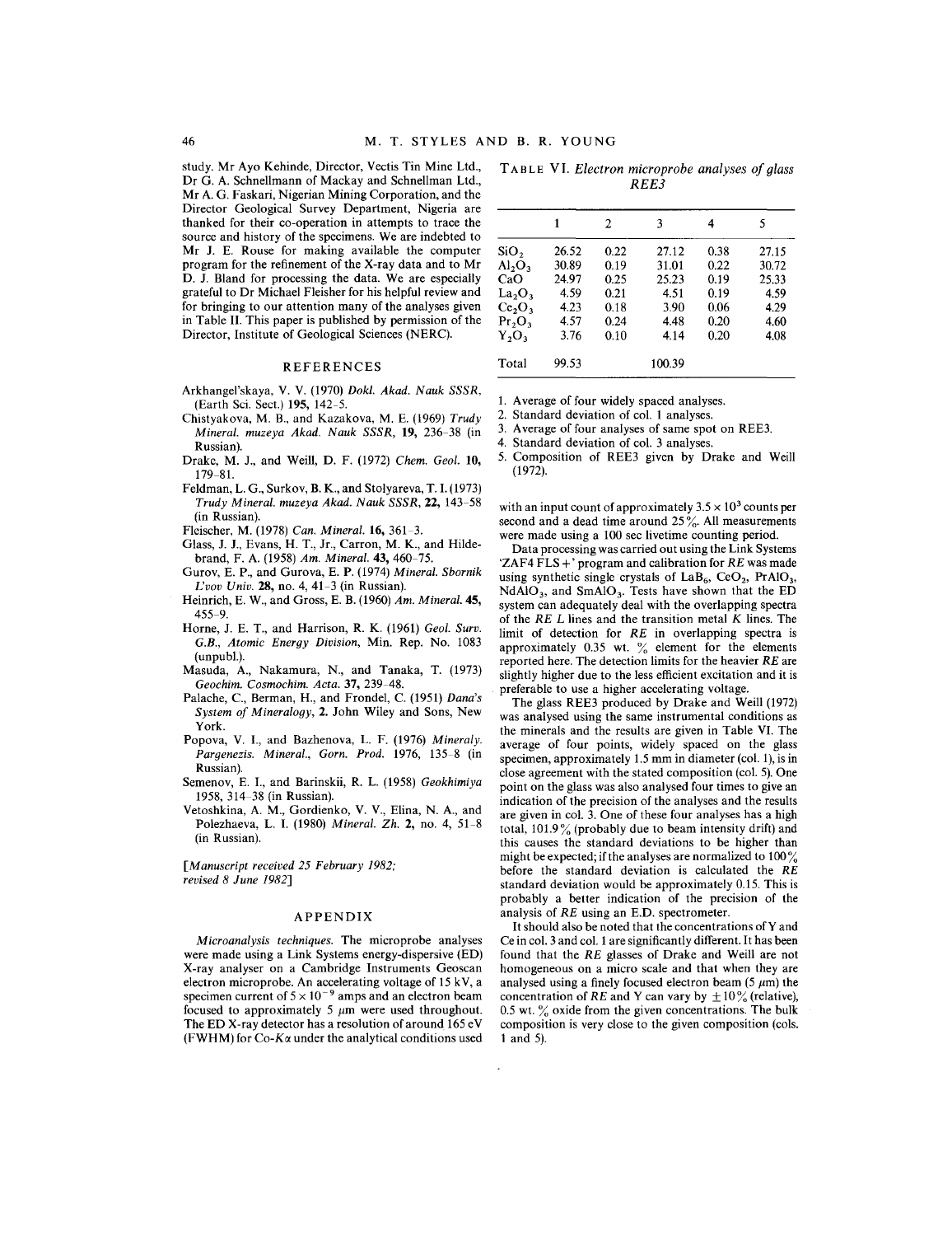study. Mr Ayo Kehinde, Director, Vectis Tin Mine Ltd., Dr G. A. Schnellmann of Mackay and Schnellman Ltd., Mr A. G. Faskari, Nigerian Mining Corporation, and the Director Geological Survey Department, Nigeria are thanked for their co-operation in attempts to trace the source and history of the specimens. We are indebted to Mr J. E. Rouse for making available the computer program for the refinement of the X-ray data and to Mr D. J. Bland for processing the data. We are especially grateful to Dr Michael Fleisher for his helpful review and for bringing to our attention many of the analyses given in Table II. This paper is published by permission of the Director, Institute of Geological Sciences (NERC).

## REFERENCES

Arkhangel'skaya, V. V. (1970) *Dokl. Akad. Nauk SSSR*, (Earth Sci. Sect.) **195**, 142–5.

Chistyakova, M. B., and Kazakova, M. E. (1969) *Trudy Mineral. muzeya Akad. Nauk SSSR*, **19**, 236–38 (in Russian).

Drake, M. J., and Weill, D. F. (1972) *Chem. Geol.* **10**, 179–81.

Feldman, L. G., Surkov, B. K., and Stolyareva, T. I. (1973) *Trudy Mineral. muzeya Akad. Nauk SSSR*, **22**, 143–58 (in Russian).

Fleischer, M. (1978) *Can. Mineral.* **16**, 361–3.

Glass, J. J., Evans, H. T., Jr., Carron, M. K., and Hildebrand, F. A. (1958) *Am. Mineral.* **43**, 460–75.

Gurov, E. P., and Gurova, E. P. (1974) *Mineral. Sbornik L'vov Univ.* **28**, no. 4, 41–3 (in Russian).

Heinrich, E. W., and Gross, E. B. (1960) *Am. Mineral.* **45**, 455–9.

Horne, J. E. T., and Harrison, R. K. (1961) *Geol. Surv. G.B., Atomic Energy Division*, Min. Rep. No. 1083 (unpubl.).

Masuda, A., Nakamura, N., and Tanaka, T. (1973) *Geochim. Cosmochim. Acta.* **37**, 239–48.

Palache, C., Berman, H., and Frondel, C. (1951) *Dana's System of Mineralogy*, **2**. John Wiley and Sons, New York.

Popova, V. I., and Bazhenova, L. F. (1976) *Mineraly. Pargenezis. Mineral., Gorn. Prod.* 1976, 135–8 (in Russian).

Semenov, E. I., and Barinskii, R. L. (1958) *Geokhimiya* 1958, 314–38 (in Russian).

Vetoshkina, A. M., Gordienko, V. V., Elina, N. A., and Polezhaeva, L. I. (1980) *Mineral. Zh.* **2**, no. 4, 51–8 (in Russian).

*[Manuscript received 25 February 1982; revised 8 June 1982]*

## APPENDIX

*Microanalysis techniques.* The microprobe analyses were made using a Link Systems energy-dispersive (ED) X-ray analyser on a Cambridge Instruments Geoscan electron microprobe. An accelerating voltage of 15 kV, a specimen current of $5 \times 10^{-9}$ amps and an electron beam focused to approximately 5 $\mu$m were used throughout. The ED X-ray detector has a resolution of around 165 eV (FWHM) for Co-$K\alpha$ under the analytical conditions used with an input count of approximately $3.5 \times 10^3$ counts per second and a dead time around 25%. All measurements were made using a 100 sec livetime counting period.

Data processing was carried out using the Link Systems 'ZAF4 FLS+' program and calibration for *RE* was made using synthetic single crystals of $LaB_6$, $CeO_2$, $PrAlO_3$, $NdAlO_3$, and $SmAlO_3$. Tests have shown that the ED system can adequately deal with the overlapping spectra of the *RE L* lines and the transition metal *K* lines. The limit of detection for *RE* in overlapping spectra is approximately 0.35 wt. % element for the elements reported here. The detection limits for the heavier *RE* are slightly higher due to the less efficient excitation and it is preferable to use a higher accelerating voltage.

The glass REE3 produced by Drake and Weill (1972) was analysed using the same instrumental conditions as the minerals and the results are given in Table VI. The average of four points, widely spaced on the glass specimen, approximately 1.5 mm in diameter (col. 1), is in close agreement with the stated composition (col. 5). One point on the glass was also analysed four times to give an indication of the precision of the analyses and the results are given in col. 3. One of these four analyses has a high total, 101.9% (probably due to beam intensity drift) and this causes the standard deviations to be higher than might be expected; if the analyses are normalized to 100% before the standard deviation is calculated the *RE* standard deviation would be approximately 0.15. This is probably a better indication of the precision of the analysis of *RE* using an E.D. spectrometer.

It should also be noted that the concentrations of Y and Ce in col. 3 and col. 1 are significantly different. It has been found that the *RE* glasses of Drake and Weill are not homogeneous on a micro scale and that when they are analysed using a finely focused electron beam (5 $\mu$m) the concentration of *RE* and Y can vary by $\pm 10\%$ (relative), 0.5 wt. % oxide from the given concentrations. The bulk composition is very close to the given composition (cols. 1 and 5).

TABLE VI. *Electron microprobe analyses of glass REE3*

| | 1 | 2 | 3 | 4 | 5 |
|---|---|---|---|---|---|
| $SiO_2$ | 26.52 | 0.22 | 27.12 | 0.38 | 27.15 |
| $Al_2O_3$ | 30.89 | 0.19 | 31.01 | 0.22 | 30.72 |
| CaO | 24.97 | 0.25 | 25.23 | 0.19 | 25.33 |
| $La_2O_3$ | 4.59 | 0.21 | 4.51 | 0.19 | 4.59 |
| $Ce_2O_3$ | 4.23 | 0.18 | 3.90 | 0.06 | 4.29 |
| $Pr_2O_3$ | 4.57 | 0.24 | 4.48 | 0.20 | 4.60 |
| $Y_2O_3$ | 3.76 | 0.10 | 4.14 | 0.20 | 4.08 |
| Total | 99.53 | | 100.39 | | |

1. Average of four widely spaced analyses.
2. Standard deviation of col. 1 analyses.
3. Average of four analyses of same spot on REE3.
4. Standard deviation of col. 3 analyses.
5. Composition of REE3 given by Drake and Weill (1972).